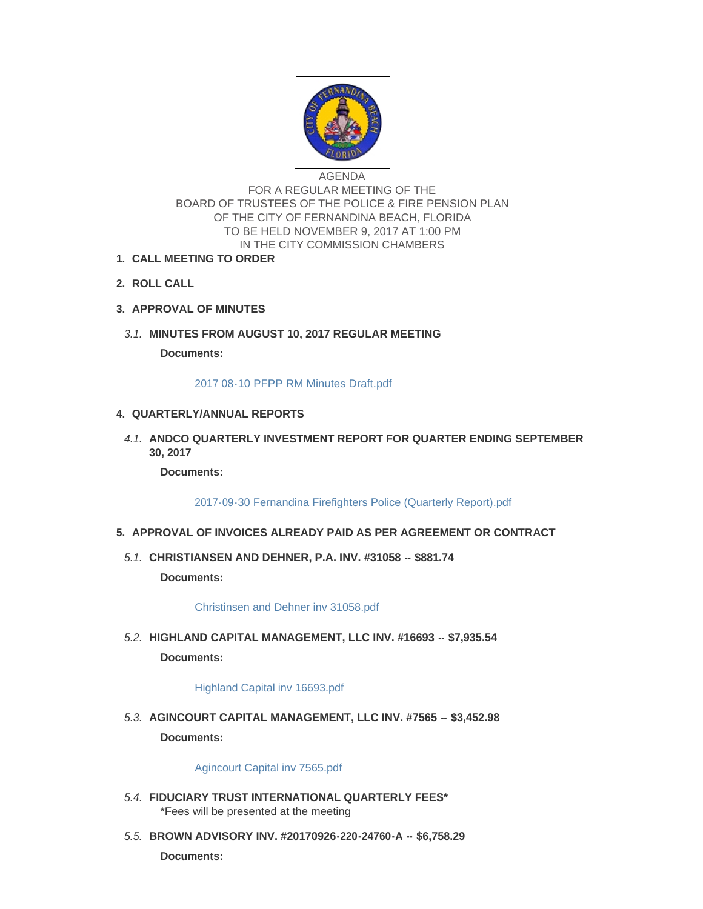AGENDA
FOR A REGULAR MEETING OF THE
BOARD OF TRUSTEES OF THE POLICE & FIRE PENSION PLAN
OF THE CITY OF FERNANDINA BEACH, FLORIDA
TO BE HELD NOVEMBER 9, 2017 AT 1:00 PM
IN THE CITY COMMISSION CHAMBERS

1. **CALL MEETING TO ORDER**

2. **ROLL CALL**

3. **APPROVAL OF MINUTES**

   3.1. **MINUTES FROM AUGUST 10, 2017 REGULAR MEETING**

   **Documents:**

   2017 08-10 PFPP RM Minutes Draft.pdf

4. **QUARTERLY/ANNUAL REPORTS**

   4.1. **ANDCO QUARTERLY INVESTMENT REPORT FOR QUARTER ENDING SEPTEMBER 30, 2017**

   **Documents:**

   2017-09-30 Fernandina Firefighters Police (Quarterly Report).pdf

5. **APPROVAL OF INVOICES ALREADY PAID AS PER AGREEMENT OR CONTRACT**

   5.1. **CHRISTIANSEN AND DEHNER, P.A. INV. #31058 -- $881.74**

   **Documents:**

   Christinsen and Dehner inv 31058.pdf

   5.2. **HIGHLAND CAPITAL MANAGEMENT, LLC INV. #16693 -- $7,935.54**

   **Documents:**

   Highland Capital inv 16693.pdf

   5.3. **AGINCOURT CAPITAL MANAGEMENT, LLC INV. #7565 -- $3,452.98**

   **Documents:**

   Agincourt Capital inv 7565.pdf

   5.4. **FIDUCIARY TRUST INTERNATIONAL QUARTERLY FEES***
   *Fees will be presented at the meeting

   5.5. **BROWN ADVISORY INV. #20170926-220-24760-A -- $6,758.29**

   **Documents:**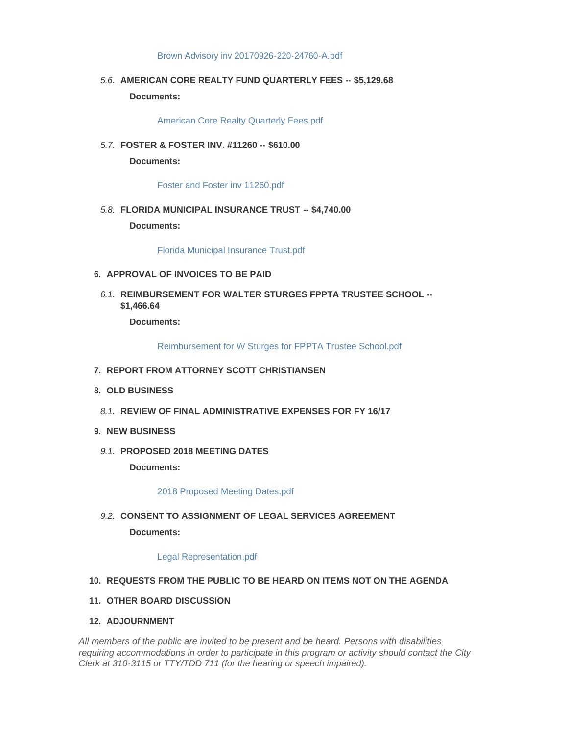Brown Advisory inv 20170926-220-24760-A.pdf

5.6. **AMERICAN CORE REALTY FUND QUARTERLY FEES -- $5,129.68**

**Documents:**

American Core Realty Quarterly Fees.pdf

5.7. **FOSTER & FOSTER INV. #11260 -- $610.00**

**Documents:**

Foster and Foster inv 11260.pdf

5.8. **FLORIDA MUNICIPAL INSURANCE TRUST -- $4,740.00**

**Documents:**

Florida Municipal Insurance Trust.pdf

6. **APPROVAL OF INVOICES TO BE PAID**

6.1. **REIMBURSEMENT FOR WALTER STURGES FPPTA TRUSTEE SCHOOL -- $1,466.64**

**Documents:**

Reimbursement for W Sturges for FPPTA Trustee School.pdf

7. **REPORT FROM ATTORNEY SCOTT CHRISTIANSEN**

8. **OLD BUSINESS**

8.1. **REVIEW OF FINAL ADMINISTRATIVE EXPENSES FOR FY 16/17**

9. **NEW BUSINESS**

9.1. **PROPOSED 2018 MEETING DATES**

**Documents:**

2018 Proposed Meeting Dates.pdf

9.2. **CONSENT TO ASSIGNMENT OF LEGAL SERVICES AGREEMENT**

**Documents:**

Legal Representation.pdf

10. **REQUESTS FROM THE PUBLIC TO BE HEARD ON ITEMS NOT ON THE AGENDA**

11. **OTHER BOARD DISCUSSION**

12. **ADJOURNMENT**

*All members of the public are invited to be present and be heard. Persons with disabilities requiring accommodations in order to participate in this program or activity should contact the City Clerk at 310-3115 or TTY/TDD 711 (for the hearing or speech impaired).*